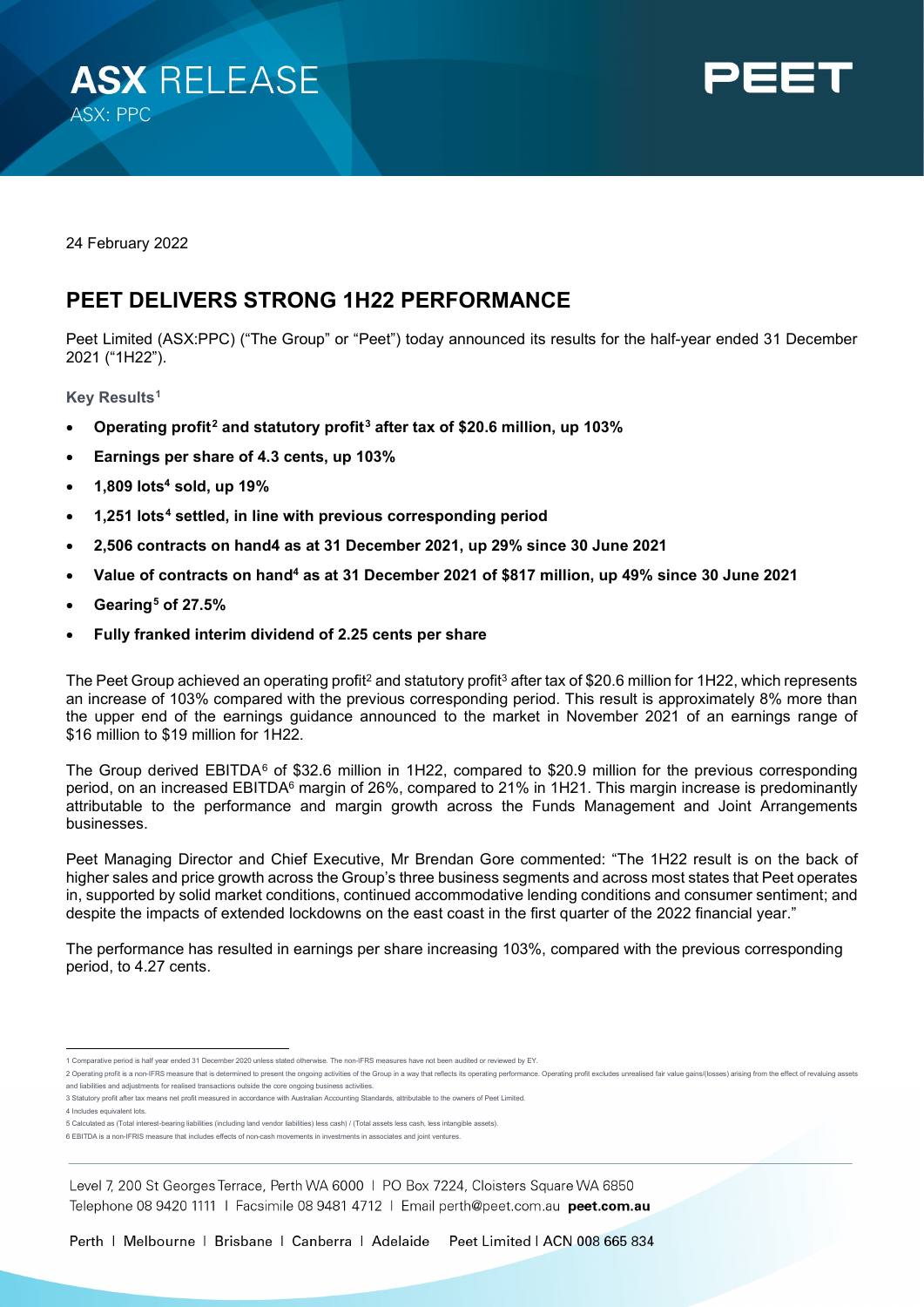# ASX RELEASE

ASX: PPC

PEET

24 February 2022

## PEET DELIVERS STRONG 1H22 PERFORMANCE

Peet Limited (ASX:PPC) ("The Group" or "Peet") today announced its results for the half-year ended 31 December 2021 ("1H22").

### Key Results[1]

- **Operating profit[2] and statutory profit[3] after tax of $20.6 million, up 103%**
- **Earnings per share of 4.3 cents, up 103%**
- **1,809 lots[4] sold, up 19%**
- **1,251 lots[4] settled, in line with previous corresponding period**
- **2,506 contracts on hand4 as at 31 December 2021, up 29% since 30 June 2021**
- **Value of contracts on hand[4] as at 31 December 2021 of $817 million, up 49% since 30 June 2021**
- **Gearing[5] of 27.5%**
- **Fully franked interim dividend of 2.25 cents per share**

The Peet Group achieved an operating profit[2] and statutory profit[3] after tax of $20.6 million for 1H22, which represents an increase of 103% compared with the previous corresponding period. This result is approximately 8% more than the upper end of the earnings guidance announced to the market in November 2021 of an earnings range of $16 million to $19 million for 1H22.

The Group derived EBITDA[6] of $32.6 million in 1H22, compared to $20.9 million for the previous corresponding period, on an increased EBITDA[6] margin of 26%, compared to 21% in 1H21. This margin increase is predominantly attributable to the performance and margin growth across the Funds Management and Joint Arrangements businesses.

Peet Managing Director and Chief Executive, Mr Brendan Gore commented: "The 1H22 result is on the back of higher sales and price growth across the Group's three business segments and across most states that Peet operates in, supported by solid market conditions, continued accommodative lending conditions and consumer sentiment; and despite the impacts of extended lockdowns on the east coast in the first quarter of the 2022 financial year."

The performance has resulted in earnings per share increasing 103%, compared with the previous corresponding period, to 4.27 cents.

---

1 Comparative period is half year ended 31 December 2020 unless stated otherwise. The non-IFRS measures have not been audited or reviewed by EY.

2 Operating profit is a non-IFRS measure that is determined to present the ongoing activities of the Group in a way that reflects its operating performance. Operating profit excludes unrealised fair value gains/(losses) arising from the effect of revaluing assets and liabilities and adjustments for realised transactions outside the core ongoing business activities.

3 Statutory profit after tax means net profit measured in accordance with Australian Accounting Standards, attributable to the owners of Peet Limited.

4 Includes equivalent lots.

5 Calculated as (Total interest-bearing liabilities (including land vendor liabilities) less cash) / (Total assets less cash, less intangible assets).

6 EBITDA is a non-IFRIS measure that includes effects of non-cash movements in investments in associates and joint ventures.

Level 7, 200 St Georges Terrace, Perth WA 6000 | PO Box 7224, Cloisters Square WA 6850
Telephone 08 9420 1111 | Facsimile 08 9481 4712 | Email perth@peet.com.au **peet.com.au**

Perth | Melbourne | Brisbane | Canberra | Adelaide    Peet Limited | ACN 008 665 834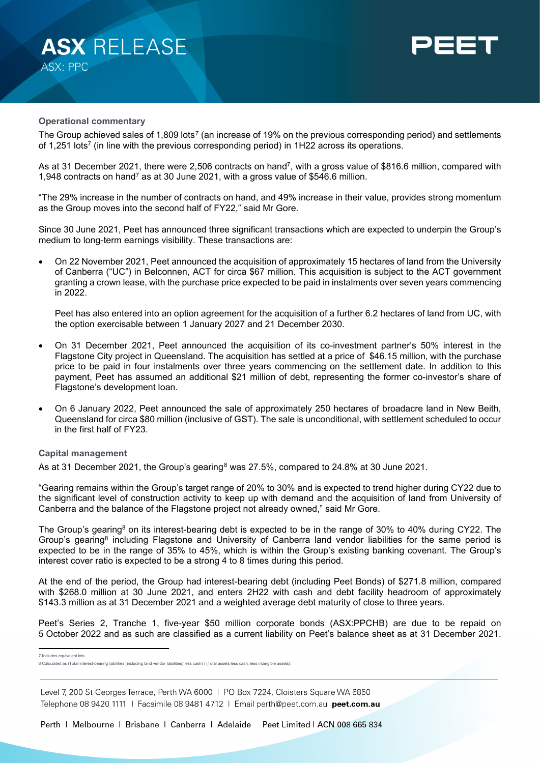### Operational commentary

The Group achieved sales of 1,809 lots[7] (an increase of 19% on the previous corresponding period) and settlements of 1,251 lots[7] (in line with the previous corresponding period) in 1H22 across its operations.

As at 31 December 2021, there were 2,506 contracts on hand[7], with a gross value of $816.6 million, compared with 1,948 contracts on hand[7] as at 30 June 2021, with a gross value of $546.6 million.

"The 29% increase in the number of contracts on hand, and 49% increase in their value, provides strong momentum as the Group moves into the second half of FY22," said Mr Gore.

Since 30 June 2021, Peet has announced three significant transactions which are expected to underpin the Group's medium to long-term earnings visibility. These transactions are:

- On 22 November 2021, Peet announced the acquisition of approximately 15 hectares of land from the University of Canberra ("UC") in Belconnen, ACT for circa $67 million. This acquisition is subject to the ACT government granting a crown lease, with the purchase price expected to be paid in instalments over seven years commencing in 2022.

  Peet has also entered into an option agreement for the acquisition of a further 6.2 hectares of land from UC, with the option exercisable between 1 January 2027 and 21 December 2030.

- On 31 December 2021, Peet announced the acquisition of its co-investment partner's 50% interest in the Flagstone City project in Queensland. The acquisition has settled at a price of $46.15 million, with the purchase price to be paid in four instalments over three years commencing on the settlement date. In addition to this payment, Peet has assumed an additional $21 million of debt, representing the former co-investor's share of Flagstone's development loan.

- On 6 January 2022, Peet announced the sale of approximately 250 hectares of broadacre land in New Beith, Queensland for circa $80 million (inclusive of GST). The sale is unconditional, with settlement scheduled to occur in the first half of FY23.

### Capital management

As at 31 December 2021, the Group's gearing[8] was 27.5%, compared to 24.8% at 30 June 2021.

"Gearing remains within the Group's target range of 20% to 30% and is expected to trend higher during CY22 due to the significant level of construction activity to keep up with demand and the acquisition of land from University of Canberra and the balance of the Flagstone project not already owned," said Mr Gore.

The Group's gearing[8] on its interest-bearing debt is expected to be in the range of 30% to 40% during CY22. The Group's gearing[8] including Flagstone and University of Canberra land vendor liabilities for the same period is expected to be in the range of 35% to 45%, which is within the Group's existing banking covenant. The Group's interest cover ratio is expected to be a strong 4 to 8 times during this period.

At the end of the period, the Group had interest-bearing debt (including Peet Bonds) of $271.8 million, compared with $268.0 million at 30 June 2021, and enters 2H22 with cash and debt facility headroom of approximately $143.3 million as at 31 December 2021 and a weighted average debt maturity of close to three years.

Peet's Series 2, Tranche 1, five-year $50 million corporate bonds (ASX:PPCHB) are due to be repaid on 5 October 2022 and as such are classified as a current liability on Peet's balance sheet as at 31 December 2021.

---

7 Includes equivalent lots.

8 Calculated as (Total interest-bearing liabilities (including land vendor liabilities) less cash) / (Total assets less cash, less intangible assets).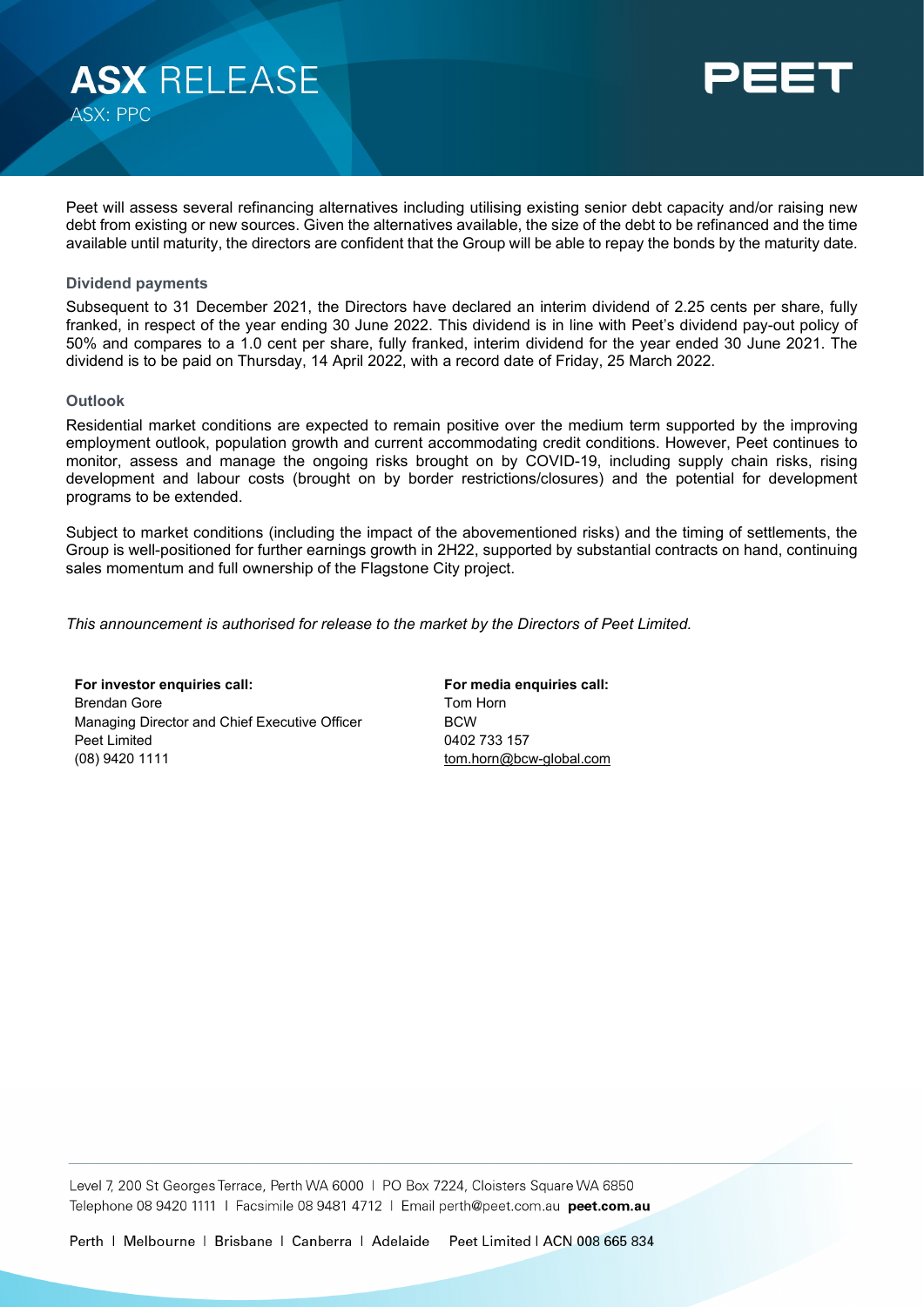Peet will assess several refinancing alternatives including utilising existing senior debt capacity and/or raising new debt from existing or new sources. Given the alternatives available, the size of the debt to be refinanced and the time available until maturity, the directors are confident that the Group will be able to repay the bonds by the maturity date.

### Dividend payments

Subsequent to 31 December 2021, the Directors have declared an interim dividend of 2.25 cents per share, fully franked, in respect of the year ending 30 June 2022. This dividend is in line with Peet's dividend pay-out policy of 50% and compares to a 1.0 cent per share, fully franked, interim dividend for the year ended 30 June 2021. The dividend is to be paid on Thursday, 14 April 2022, with a record date of Friday, 25 March 2022.

### Outlook

Residential market conditions are expected to remain positive over the medium term supported by the improving employment outlook, population growth and current accommodating credit conditions. However, Peet continues to monitor, assess and manage the ongoing risks brought on by COVID-19, including supply chain risks, rising development and labour costs (brought on by border restrictions/closures) and the potential for development programs to be extended.

Subject to market conditions (including the impact of the abovementioned risks) and the timing of settlements, the Group is well-positioned for further earnings growth in 2H22, supported by substantial contracts on hand, continuing sales momentum and full ownership of the Flagstone City project.

*This announcement is authorised for release to the market by the Directors of Peet Limited.*

**For investor enquiries call:**
Brendan Gore
Managing Director and Chief Executive Officer
Peet Limited
(08) 9420 1111

**For media enquiries call:**
Tom Horn
BCW
0402 733 157
tom.horn@bcw-global.com